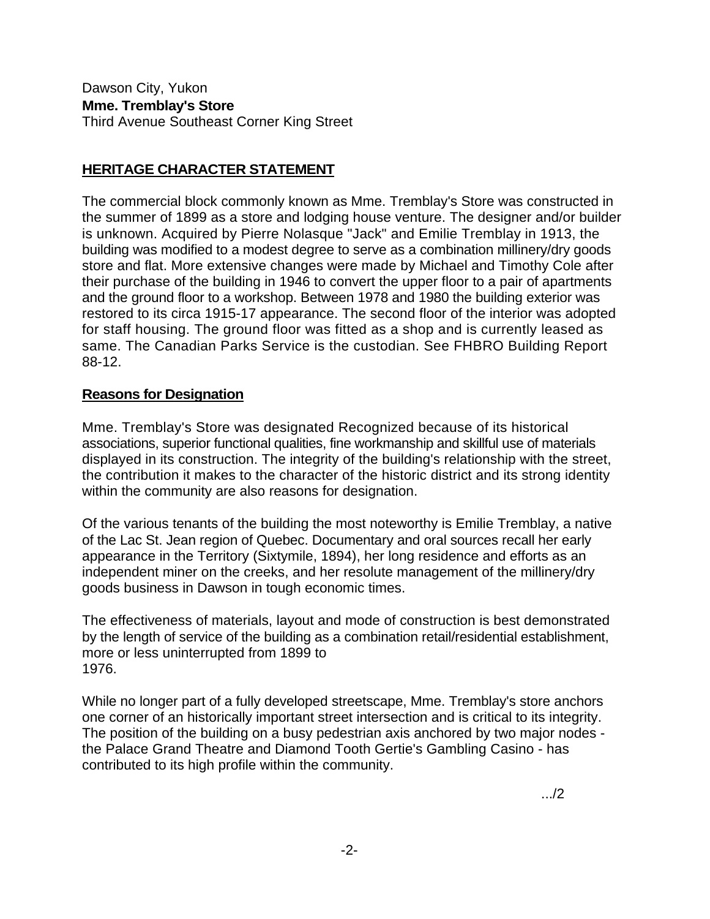Dawson City, Yukon
**Mme. Tremblay's Store**
Third Avenue Southeast Corner King Street

## HERITAGE CHARACTER STATEMENT

The commercial block commonly known as Mme. Tremblay's Store was constructed in the summer of 1899 as a store and lodging house venture. The designer and/or builder is unknown. Acquired by Pierre Nolasque "Jack" and Emilie Tremblay in 1913, the building was modified to a modest degree to serve as a combination millinery/dry goods store and flat. More extensive changes were made by Michael and Timothy Cole after their purchase of the building in 1946 to convert the upper floor to a pair of apartments and the ground floor to a workshop. Between 1978 and 1980 the building exterior was restored to its circa 1915-17 appearance. The second floor of the interior was adopted for staff housing. The ground floor was fitted as a shop and is currently leased as same. The Canadian Parks Service is the custodian. See FHBRO Building Report 88-12.

### Reasons for Designation

Mme. Tremblay's Store was designated Recognized because of its historical associations, superior functional qualities, fine workmanship and skillful use of materials displayed in its construction. The integrity of the building's relationship with the street, the contribution it makes to the character of the historic district and its strong identity within the community are also reasons for designation.

Of the various tenants of the building the most noteworthy is Emilie Tremblay, a native of the Lac St. Jean region of Quebec. Documentary and oral sources recall her early appearance in the Territory (Sixtymile, 1894), her long residence and efforts as an independent miner on the creeks, and her resolute management of the millinery/dry goods business in Dawson in tough economic times.

The effectiveness of materials, layout and mode of construction is best demonstrated by the length of service of the building as a combination retail/residential establishment, more or less uninterrupted from 1899 to 1976.

While no longer part of a fully developed streetscape, Mme. Tremblay's store anchors one corner of an historically important street intersection and is critical to its integrity. The position of the building on a busy pedestrian axis anchored by two major nodes - the Palace Grand Theatre and Diamond Tooth Gertie's Gambling Casino - has contributed to its high profile within the community.

.../2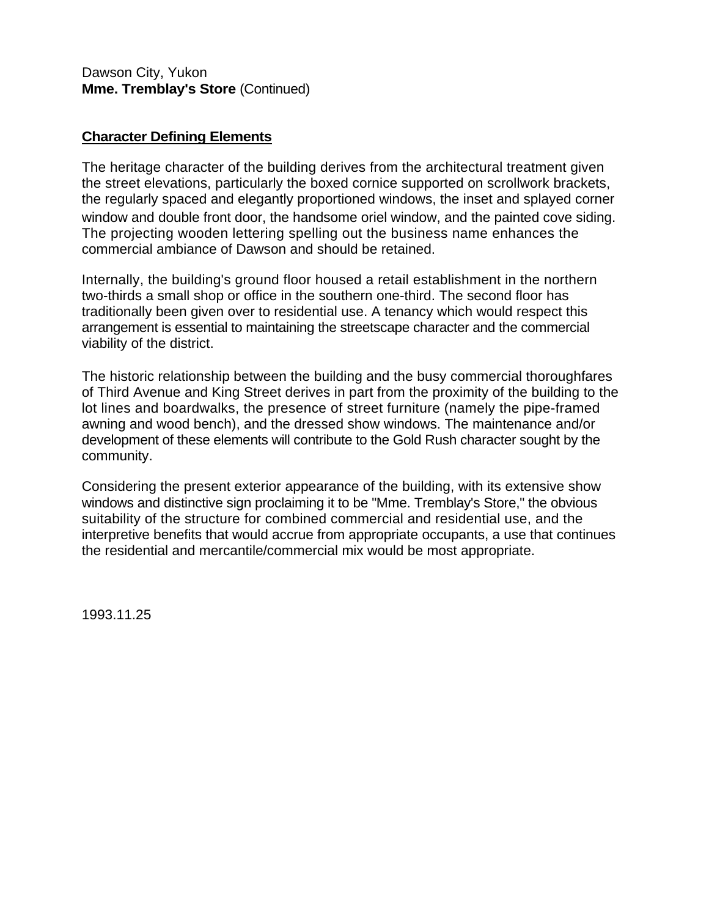Dawson City, Yukon
**Mme. Tremblay's Store** (Continued)

## Character Defining Elements

The heritage character of the building derives from the architectural treatment given the street elevations, particularly the boxed cornice supported on scrollwork brackets, the regularly spaced and elegantly proportioned windows, the inset and splayed corner window and double front door, the handsome oriel window, and the painted cove siding. The projecting wooden lettering spelling out the business name enhances the commercial ambiance of Dawson and should be retained.

Internally, the building's ground floor housed a retail establishment in the northern two-thirds a small shop or office in the southern one-third. The second floor has traditionally been given over to residential use. A tenancy which would respect this arrangement is essential to maintaining the streetscape character and the commercial viability of the district.

The historic relationship between the building and the busy commercial thoroughfares of Third Avenue and King Street derives in part from the proximity of the building to the lot lines and boardwalks, the presence of street furniture (namely the pipe-framed awning and wood bench), and the dressed show windows. The maintenance and/or development of these elements will contribute to the Gold Rush character sought by the community.

Considering the present exterior appearance of the building, with its extensive show windows and distinctive sign proclaiming it to be "Mme. Tremblay's Store," the obvious suitability of the structure for combined commercial and residential use, and the interpretive benefits that would accrue from appropriate occupants, a use that continues the residential and mercantile/commercial mix would be most appropriate.

1993.11.25